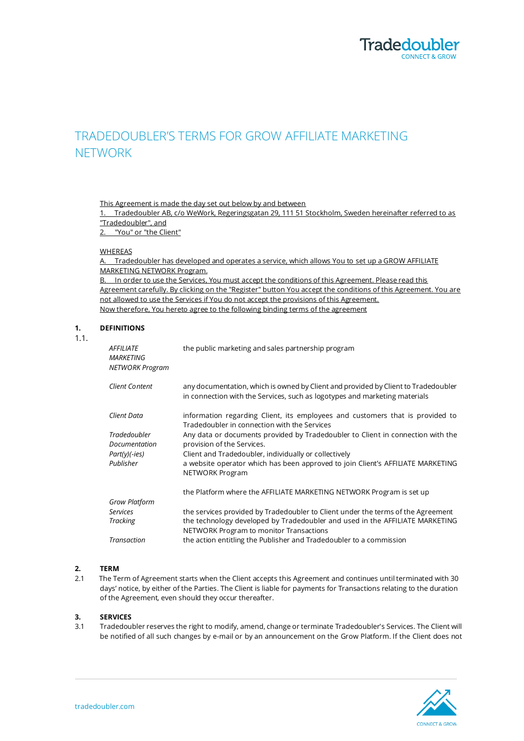# TRADEDOUBLER'S TERMS FOR GROW AFFILIATE MARKETING NETWORK

This Agreement is made the day set out below by and between
1. Tradedoubler AB, c/o WeWork, Regeringsgatan 29, 111 51 Stockholm, Sweden hereinafter referred to as "Tradedoubler", and
2. "You" or "the Client"

WHEREAS
A. Tradedoubler has developed and operates a service, which allows You to set up a GROW AFFILIATE MARKETING NETWORK Program.
B. In order to use the Services, You must accept the conditions of this Agreement. Please read this Agreement carefully. By clicking on the "Register" button You accept the conditions of this Agreement. You are not allowed to use the Services if You do not accept the provisions of this Agreement.
Now therefore, You hereto agree to the following binding terms of the agreement

## 1. DEFINITIONS

1.1.

| | |
|---|---|
| *AFFILIATE MARKETING NETWORK Program* | the public marketing and sales partnership program |
| *Client Content* | any documentation, which is owned by Client and provided by Client to Tradedoubler in connection with the Services, such as logotypes and marketing materials |
| *Client Data* | information regarding Client, its employees and customers that is provided to Tradedoubler in connection with the Services |
| *Tradedoubler Documentation* | Any data or documents provided by Tradedoubler to Client in connection with the provision of the Services. |
| *Part(y)(-ies)* | Client and Tradedoubler, individually or collectively |
| *Publisher* | a website operator which has been approved to join Client's AFFILIATE MARKETING NETWORK Program |
| *Grow Platform* | the Platform where the AFFILIATE MARKETING NETWORK Program is set up |
| *Services* | the services provided by Tradedoubler to Client under the terms of the Agreement |
| *Tracking* | the technology developed by Tradedoubler and used in the AFFILIATE MARKETING NETWORK Program to monitor Transactions |
| *Transaction* | the action entitling the Publisher and Tradedoubler to a commission |

## 2. TERM

2.1 The Term of Agreement starts when the Client accepts this Agreement and continues until terminated with 30 days' notice, by either of the Parties. The Client is liable for payments for Transactions relating to the duration of the Agreement, even should they occur thereafter.

## 3. SERVICES

3.1 Tradedoubler reserves the right to modify, amend, change or terminate Tradedoubler's Services. The Client will be notified of all such changes by e-mail or by an announcement on the Grow Platform. If the Client does not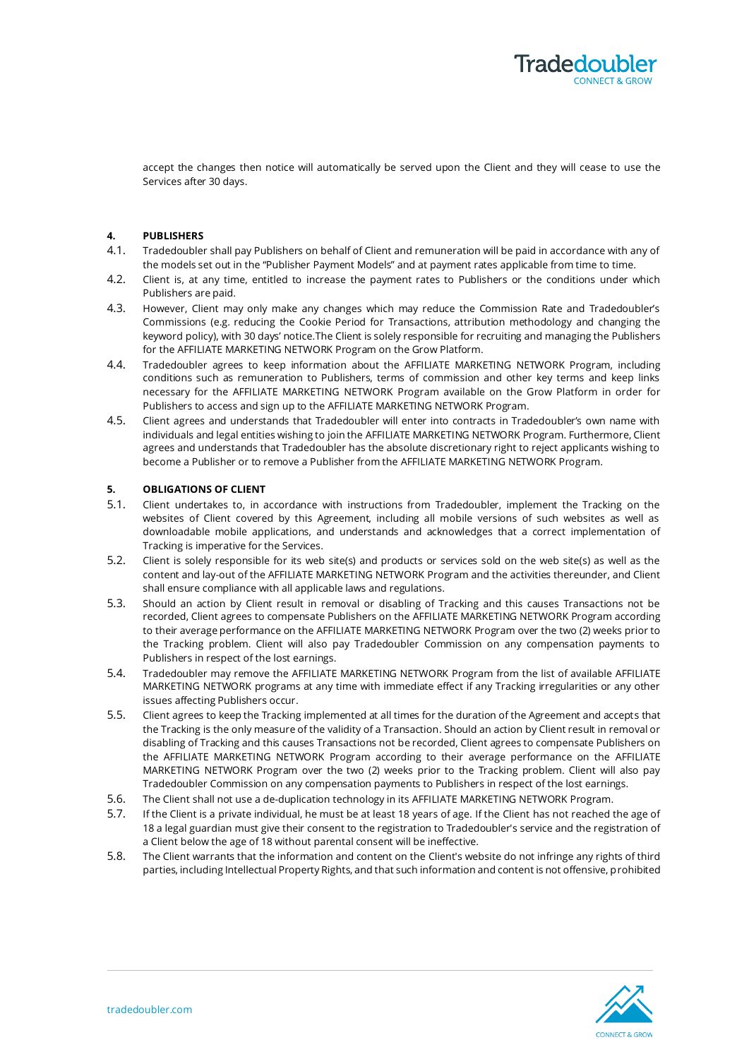accept the changes then notice will automatically be served upon the Client and they will cease to use the Services after 30 days.

**4. PUBLISHERS**

4.1. Tradedoubler shall pay Publishers on behalf of Client and remuneration will be paid in accordance with any of the models set out in the “Publisher Payment Models” and at payment rates applicable from time to time.

4.2. Client is, at any time, entitled to increase the payment rates to Publishers or the conditions under which Publishers are paid.

4.3. However, Client may only make any changes which may reduce the Commission Rate and Tradedoubler’s Commissions (e.g. reducing the Cookie Period for Transactions, attribution methodology and changing the keyword policy), with 30 days’ notice.The Client is solely responsible for recruiting and managing the Publishers for the AFFILIATE MARKETING NETWORK Program on the Grow Platform.

4.4. Tradedoubler agrees to keep information about the AFFILIATE MARKETING NETWORK Program, including conditions such as remuneration to Publishers, terms of commission and other key terms and keep links necessary for the AFFILIATE MARKETING NETWORK Program available on the Grow Platform in order for Publishers to access and sign up to the AFFILIATE MARKETING NETWORK Program.

4.5. Client agrees and understands that Tradedoubler will enter into contracts in Tradedoubler’s own name with individuals and legal entities wishing to join the AFFILIATE MARKETING NETWORK Program. Furthermore, Client agrees and understands that Tradedoubler has the absolute discretionary right to reject applicants wishing to become a Publisher or to remove a Publisher from the AFFILIATE MARKETING NETWORK Program.

**5. OBLIGATIONS OF CLIENT**

5.1. Client undertakes to, in accordance with instructions from Tradedoubler, implement the Tracking on the websites of Client covered by this Agreement, including all mobile versions of such websites as well as downloadable mobile applications, and understands and acknowledges that a correct implementation of Tracking is imperative for the Services.

5.2. Client is solely responsible for its web site(s) and products or services sold on the web site(s) as well as the content and lay-out of the AFFILIATE MARKETING NETWORK Program and the activities thereunder, and Client shall ensure compliance with all applicable laws and regulations.

5.3. Should an action by Client result in removal or disabling of Tracking and this causes Transactions not be recorded, Client agrees to compensate Publishers on the AFFILIATE MARKETING NETWORK Program according to their average performance on the AFFILIATE MARKETING NETWORK Program over the two (2) weeks prior to the Tracking problem. Client will also pay Tradedoubler Commission on any compensation payments to Publishers in respect of the lost earnings.

5.4. Tradedoubler may remove the AFFILIATE MARKETING NETWORK Program from the list of available AFFILIATE MARKETING NETWORK programs at any time with immediate effect if any Tracking irregularities or any other issues affecting Publishers occur.

5.5. Client agrees to keep the Tracking implemented at all times for the duration of the Agreement and accepts that the Tracking is the only measure of the validity of a Transaction. Should an action by Client result in removal or disabling of Tracking and this causes Transactions not be recorded, Client agrees to compensate Publishers on the AFFILIATE MARKETING NETWORK Program according to their average performance on the AFFILIATE MARKETING NETWORK Program over the two (2) weeks prior to the Tracking problem. Client will also pay Tradedoubler Commission on any compensation payments to Publishers in respect of the lost earnings.

5.6. The Client shall not use a de-duplication technology in its AFFILIATE MARKETING NETWORK Program.

5.7. If the Client is a private individual, he must be at least 18 years of age. If the Client has not reached the age of 18 a legal guardian must give their consent to the registration to Tradedoubler's service and the registration of a Client below the age of 18 without parental consent will be ineffective.

5.8. The Client warrants that the information and content on the Client's website do not infringe any rights of third parties, including Intellectual Property Rights, and that such information and content is not offensive, prohibited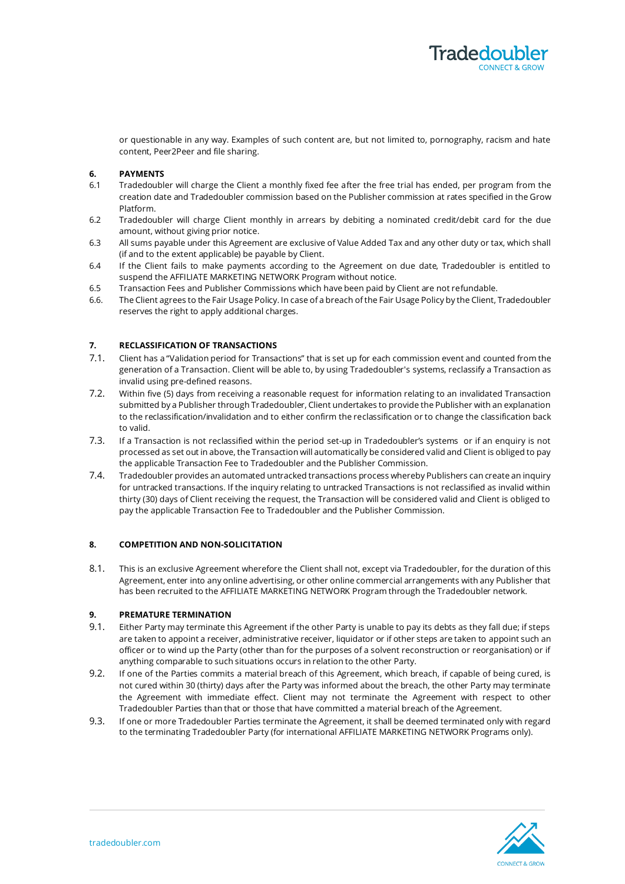or questionable in any way. Examples of such content are, but not limited to, pornography, racism and hate content, Peer2Peer and file sharing.

**6. PAYMENTS**

6.1 Tradedoubler will charge the Client a monthly fixed fee after the free trial has ended, per program from the creation date and Tradedoubler commission based on the Publisher commission at rates specified in the Grow Platform.

6.2 Tradedoubler will charge Client monthly in arrears by debiting a nominated credit/debit card for the due amount, without giving prior notice.

6.3 All sums payable under this Agreement are exclusive of Value Added Tax and any other duty or tax, which shall (if and to the extent applicable) be payable by Client.

6.4 If the Client fails to make payments according to the Agreement on due date, Tradedoubler is entitled to suspend the AFFILIATE MARKETING NETWORK Program without notice.

6.5 Transaction Fees and Publisher Commissions which have been paid by Client are not refundable.

6.6. The Client agrees to the Fair Usage Policy. In case of a breach of the Fair Usage Policy by the Client, Tradedoubler reserves the right to apply additional charges.

**7. RECLASSIFICATION OF TRANSACTIONS**

7.1. Client has a "Validation period for Transactions" that is set up for each commission event and counted from the generation of a Transaction. Client will be able to, by using Tradedoubler's systems, reclassify a Transaction as invalid using pre-defined reasons.

7.2. Within five (5) days from receiving a reasonable request for information relating to an invalidated Transaction submitted by a Publisher through Tradedoubler, Client undertakes to provide the Publisher with an explanation to the reclassification/invalidation and to either confirm the reclassification or to change the classification back to valid.

7.3. If a Transaction is not reclassified within the period set-up in Tradedoubler's systems or if an enquiry is not processed as set out in above, the Transaction will automatically be considered valid and Client is obliged to pay the applicable Transaction Fee to Tradedoubler and the Publisher Commission.

7.4. Tradedoubler provides an automated untracked transactions process whereby Publishers can create an inquiry for untracked transactions. If the inquiry relating to untracked Transactions is not reclassified as invalid within thirty (30) days of Client receiving the request, the Transaction will be considered valid and Client is obliged to pay the applicable Transaction Fee to Tradedoubler and the Publisher Commission.

**8. COMPETITION AND NON-SOLICITATION**

8.1. This is an exclusive Agreement wherefore the Client shall not, except via Tradedoubler, for the duration of this Agreement, enter into any online advertising, or other online commercial arrangements with any Publisher that has been recruited to the AFFILIATE MARKETING NETWORK Program through the Tradedoubler network.

**9. PREMATURE TERMINATION**

9.1. Either Party may terminate this Agreement if the other Party is unable to pay its debts as they fall due; if steps are taken to appoint a receiver, administrative receiver, liquidator or if other steps are taken to appoint such an officer or to wind up the Party (other than for the purposes of a solvent reconstruction or reorganisation) or if anything comparable to such situations occurs in relation to the other Party.

9.2. If one of the Parties commits a material breach of this Agreement, which breach, if capable of being cured, is not cured within 30 (thirty) days after the Party was informed about the breach, the other Party may terminate the Agreement with immediate effect. Client may not terminate the Agreement with respect to other Tradedoubler Parties than that or those that have committed a material breach of the Agreement.

9.3. If one or more Tradedoubler Parties terminate the Agreement, it shall be deemed terminated only with regard to the terminating Tradedoubler Party (for international AFFILIATE MARKETING NETWORK Programs only).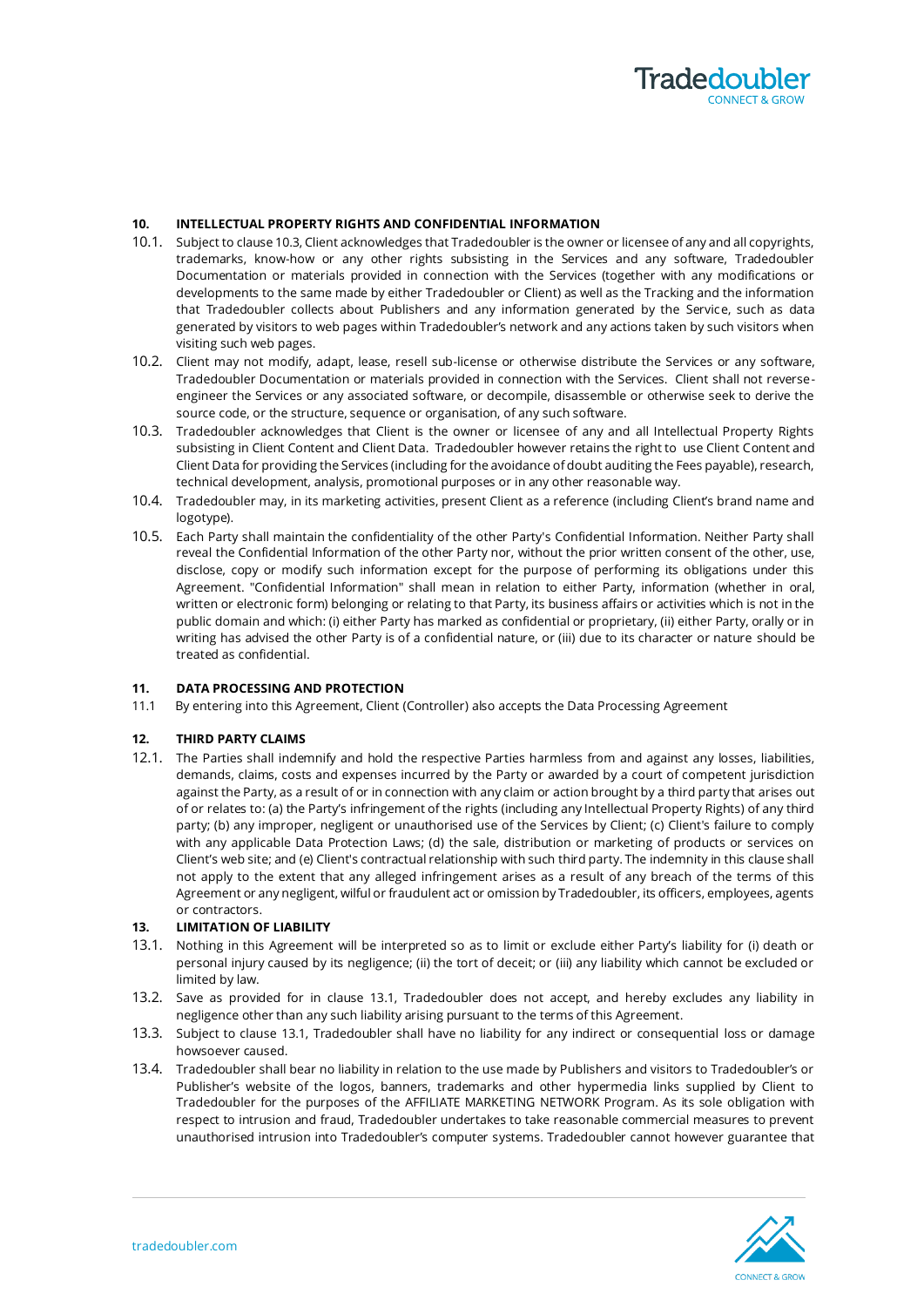## 10. INTELLECTUAL PROPERTY RIGHTS AND CONFIDENTIAL INFORMATION

10.1. Subject to clause 10.3, Client acknowledges that Tradedoubler is the owner or licensee of any and all copyrights, trademarks, know-how or any other rights subsisting in the Services and any software, Tradedoubler Documentation or materials provided in connection with the Services (together with any modifications or developments to the same made by either Tradedoubler or Client) as well as the Tracking and the information that Tradedoubler collects about Publishers and any information generated by the Service, such as data generated by visitors to web pages within Tradedoubler's network and any actions taken by such visitors when visiting such web pages.

10.2. Client may not modify, adapt, lease, resell sub-license or otherwise distribute the Services or any software, Tradedoubler Documentation or materials provided in connection with the Services. Client shall not reverse-engineer the Services or any associated software, or decompile, disassemble or otherwise seek to derive the source code, or the structure, sequence or organisation, of any such software.

10.3. Tradedoubler acknowledges that Client is the owner or licensee of any and all Intellectual Property Rights subsisting in Client Content and Client Data. Tradedoubler however retains the right to use Client Content and Client Data for providing the Services (including for the avoidance of doubt auditing the Fees payable), research, technical development, analysis, promotional purposes or in any other reasonable way.

10.4. Tradedoubler may, in its marketing activities, present Client as a reference (including Client's brand name and logotype).

10.5. Each Party shall maintain the confidentiality of the other Party's Confidential Information. Neither Party shall reveal the Confidential Information of the other Party nor, without the prior written consent of the other, use, disclose, copy or modify such information except for the purpose of performing its obligations under this Agreement. "Confidential Information" shall mean in relation to either Party, information (whether in oral, written or electronic form) belonging or relating to that Party, its business affairs or activities which is not in the public domain and which: (i) either Party has marked as confidential or proprietary, (ii) either Party, orally or in writing has advised the other Party is of a confidential nature, or (iii) due to its character or nature should be treated as confidential.

## 11. DATA PROCESSING AND PROTECTION

11.1 By entering into this Agreement, Client (Controller) also accepts the Data Processing Agreement

## 12. THIRD PARTY CLAIMS

12.1. The Parties shall indemnify and hold the respective Parties harmless from and against any losses, liabilities, demands, claims, costs and expenses incurred by the Party or awarded by a court of competent jurisdiction against the Party, as a result of or in connection with any claim or action brought by a third party that arises out of or relates to: (a) the Party's infringement of the rights (including any Intellectual Property Rights) of any third party; (b) any improper, negligent or unauthorised use of the Services by Client; (c) Client's failure to comply with any applicable Data Protection Laws; (d) the sale, distribution or marketing of products or services on Client's web site; and (e) Client's contractual relationship with such third party. The indemnity in this clause shall not apply to the extent that any alleged infringement arises as a result of any breach of the terms of this Agreement or any negligent, wilful or fraudulent act or omission by Tradedoubler, its officers, employees, agents or contractors.

## 13. LIMITATION OF LIABILITY

13.1. Nothing in this Agreement will be interpreted so as to limit or exclude either Party's liability for (i) death or personal injury caused by its negligence; (ii) the tort of deceit; or (iii) any liability which cannot be excluded or limited by law.

13.2. Save as provided for in clause 13.1, Tradedoubler does not accept, and hereby excludes any liability in negligence other than any such liability arising pursuant to the terms of this Agreement.

13.3. Subject to clause 13.1, Tradedoubler shall have no liability for any indirect or consequential loss or damage howsoever caused.

13.4. Tradedoubler shall bear no liability in relation to the use made by Publishers and visitors to Tradedoubler's or Publisher's website of the logos, banners, trademarks and other hypermedia links supplied by Client to Tradedoubler for the purposes of the AFFILIATE MARKETING NETWORK Program. As its sole obligation with respect to intrusion and fraud, Tradedoubler undertakes to take reasonable commercial measures to prevent unauthorised intrusion into Tradedoubler's computer systems. Tradedoubler cannot however guarantee that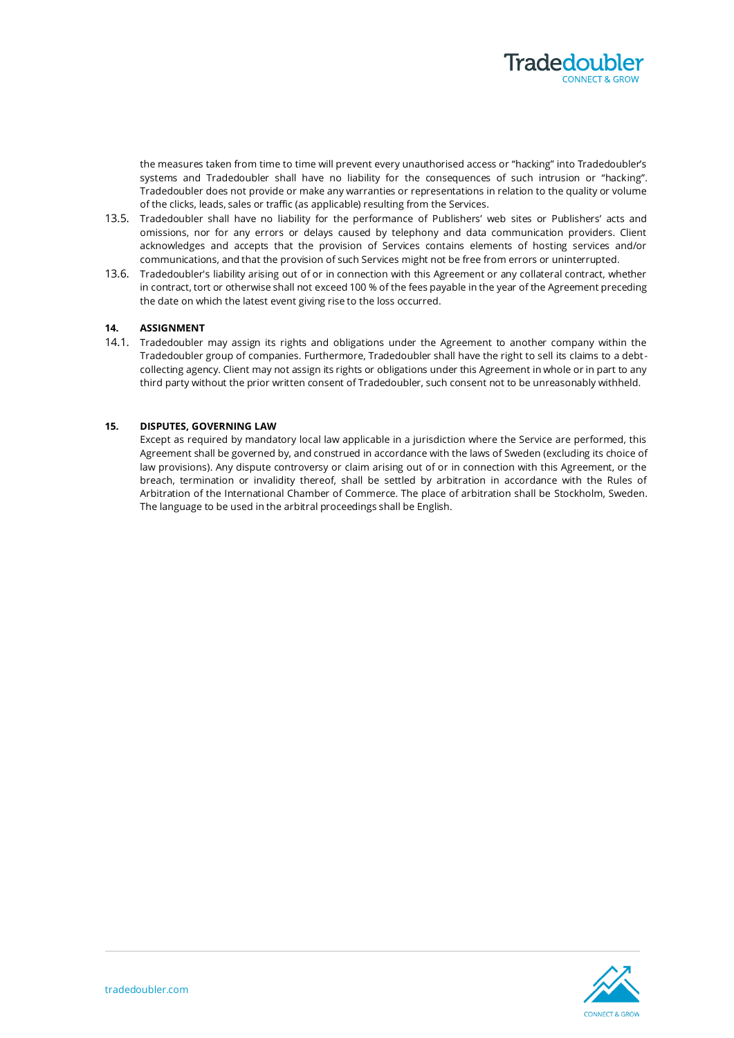the measures taken from time to time will prevent every unauthorised access or "hacking" into Tradedoubler's systems and Tradedoubler shall have no liability for the consequences of such intrusion or "hacking". Tradedoubler does not provide or make any warranties or representations in relation to the quality or volume of the clicks, leads, sales or traffic (as applicable) resulting from the Services.

13.5. Tradedoubler shall have no liability for the performance of Publishers' web sites or Publishers' acts and omissions, nor for any errors or delays caused by telephony and data communication providers. Client acknowledges and accepts that the provision of Services contains elements of hosting services and/or communications, and that the provision of such Services might not be free from errors or uninterrupted.

13.6. Tradedoubler's liability arising out of or in connection with this Agreement or any collateral contract, whether in contract, tort or otherwise shall not exceed 100 % of the fees payable in the year of the Agreement preceding the date on which the latest event giving rise to the loss occurred.

## 14. ASSIGNMENT

14.1. Tradedoubler may assign its rights and obligations under the Agreement to another company within the Tradedoubler group of companies. Furthermore, Tradedoubler shall have the right to sell its claims to a debt-collecting agency. Client may not assign its rights or obligations under this Agreement in whole or in part to any third party without the prior written consent of Tradedoubler, such consent not to be unreasonably withheld.

## 15. DISPUTES, GOVERNING LAW

Except as required by mandatory local law applicable in a jurisdiction where the Service are performed, this Agreement shall be governed by, and construed in accordance with the laws of Sweden (excluding its choice of law provisions). Any dispute controversy or claim arising out of or in connection with this Agreement, or the breach, termination or invalidity thereof, shall be settled by arbitration in accordance with the Rules of Arbitration of the International Chamber of Commerce. The place of arbitration shall be Stockholm, Sweden. The language to be used in the arbitral proceedings shall be English.